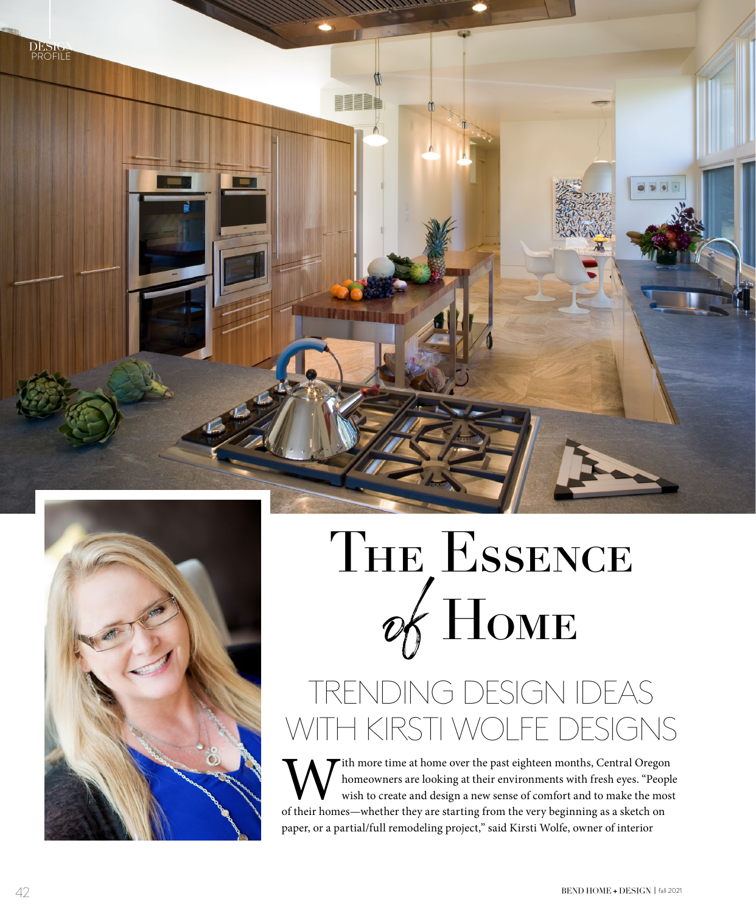DESIGN PROFILE

# The Essence *of* Home

## TRENDING DESIGN IDEAS WITH KIRSTI WOLFE DESIGNS

With more time at home over the past eighteen months, Central Oregon homeowners are looking at their environments with fresh eyes. "People wish to create and design a new sense of comfort and to make the most of their homes—whether they are starting from the very beginning as a sketch on paper, or a partial/full remodeling project," said Kirsti Wolfe, owner of interior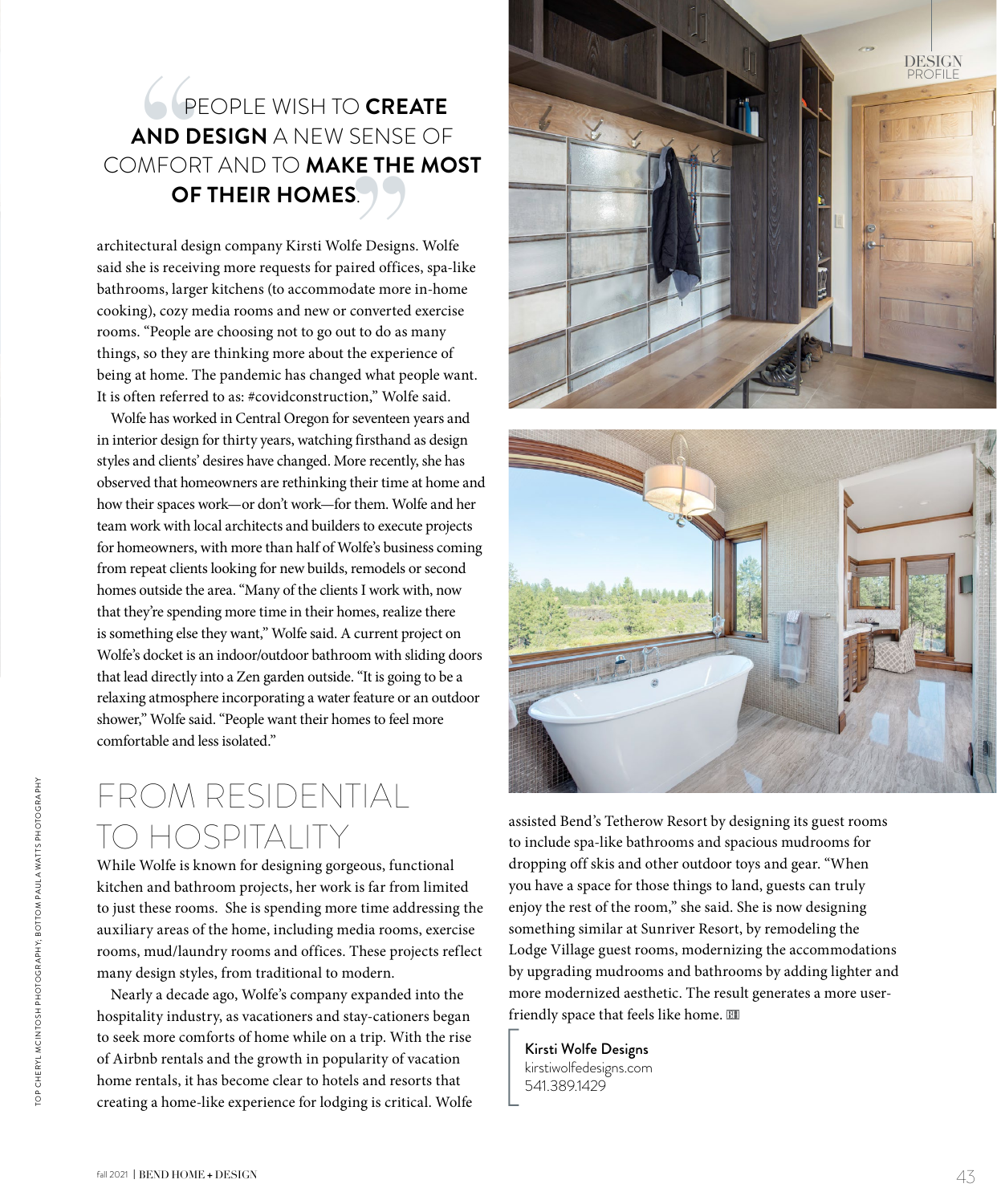> PEOPLE WISH TO **CREATE AND DESIGN** A NEW SENSE OF COMFORT AND TO **MAKE THE MOST OF THEIR HOMES**.

architectural design company Kirsti Wolfe Designs. Wolfe said she is receiving more requests for paired offices, spa-like bathrooms, larger kitchens (to accommodate more in-home cooking), cozy media rooms and new or converted exercise rooms. "People are choosing not to go out to do as many things, so they are thinking more about the experience of being at home. The pandemic has changed what people want. It is often referred to as: #covidconstruction," Wolfe said.

Wolfe has worked in Central Oregon for seventeen years and in interior design for thirty years, watching firsthand as design styles and clients' desires have changed. More recently, she has observed that homeowners are rethinking their time at home and how their spaces work—or don't work—for them. Wolfe and her team work with local architects and builders to execute projects for homeowners, with more than half of Wolfe's business coming from repeat clients looking for new builds, remodels or second homes outside the area. "Many of the clients I work with, now that they're spending more time in their homes, realize there is something else they want," Wolfe said. A current project on Wolfe's docket is an indoor/outdoor bathroom with sliding doors that lead directly into a Zen garden outside. "It is going to be a relaxing atmosphere incorporating a water feature or an outdoor shower," Wolfe said. "People want their homes to feel more comfortable and less isolated."

## FROM RESIDENTIAL TO HOSPITALITY

While Wolfe is known for designing gorgeous, functional kitchen and bathroom projects, her work is far from limited to just these rooms. She is spending more time addressing the auxiliary areas of the home, including media rooms, exercise rooms, mud/laundry rooms and offices. These projects reflect many design styles, from traditional to modern.

Nearly a decade ago, Wolfe's company expanded into the hospitality industry, as vacationers and stay-cationers began to seek more comforts of home while on a trip. With the rise of Airbnb rentals and the growth in popularity of vacation home rentals, it has become clear to hotels and resorts that creating a home-like experience for lodging is critical. Wolfe assisted Bend's Tetherow Resort by designing its guest rooms to include spa-like bathrooms and spacious mudrooms for dropping off skis and other outdoor toys and gear. "When you have a space for those things to land, guests can truly enjoy the rest of the room," she said. She is now designing something similar at Sunriver Resort, by remodeling the Lodge Village guest rooms, modernizing the accommodations by upgrading mudrooms and bathrooms by adding lighter and more modernized aesthetic. The result generates a more user-friendly space that feels like home.

**Kirsti Wolfe Designs**
kirstiwolfedesigns.com
541.389.1429

TOP CHERYL MCINTOSH PHOTOGRAPHY; BOTTOM PAULA WATTS PHOTOGRAPHY